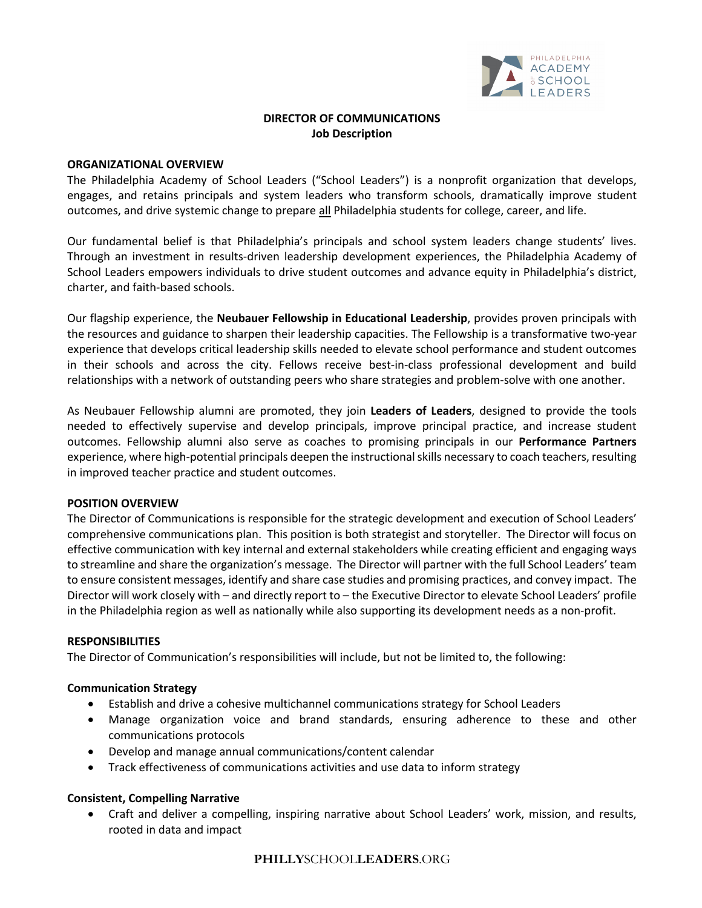# DIRECTOR OF COMMUNICATIONS
## Job Description

**ORGANIZATIONAL OVERVIEW**

The Philadelphia Academy of School Leaders ("School Leaders") is a nonprofit organization that develops, engages, and retains principals and system leaders who transform schools, dramatically improve student outcomes, and drive systemic change to prepare <u>all</u> Philadelphia students for college, career, and life.

Our fundamental belief is that Philadelphia's principals and school system leaders change students' lives. Through an investment in results-driven leadership development experiences, the Philadelphia Academy of School Leaders empowers individuals to drive student outcomes and advance equity in Philadelphia's district, charter, and faith-based schools.

Our flagship experience, the **Neubauer Fellowship in Educational Leadership**, provides proven principals with the resources and guidance to sharpen their leadership capacities. The Fellowship is a transformative two-year experience that develops critical leadership skills needed to elevate school performance and student outcomes in their schools and across the city. Fellows receive best-in-class professional development and build relationships with a network of outstanding peers who share strategies and problem-solve with one another.

As Neubauer Fellowship alumni are promoted, they join **Leaders of Leaders**, designed to provide the tools needed to effectively supervise and develop principals, improve principal practice, and increase student outcomes. Fellowship alumni also serve as coaches to promising principals in our **Performance Partners** experience, where high-potential principals deepen the instructional skills necessary to coach teachers, resulting in improved teacher practice and student outcomes.

**POSITION OVERVIEW**

The Director of Communications is responsible for the strategic development and execution of School Leaders' comprehensive communications plan. This position is both strategist and storyteller. The Director will focus on effective communication with key internal and external stakeholders while creating efficient and engaging ways to streamline and share the organization's message. The Director will partner with the full School Leaders' team to ensure consistent messages, identify and share case studies and promising practices, and convey impact. The Director will work closely with – and directly report to – the Executive Director to elevate School Leaders' profile in the Philadelphia region as well as nationally while also supporting its development needs as a non-profit.

**RESPONSIBILITIES**

The Director of Communication's responsibilities will include, but not be limited to, the following:

**Communication Strategy**

- Establish and drive a cohesive multichannel communications strategy for School Leaders
- Manage organization voice and brand standards, ensuring adherence to these and other communications protocols
- Develop and manage annual communications/content calendar
- Track effectiveness of communications activities and use data to inform strategy

**Consistent, Compelling Narrative**

- Craft and deliver a compelling, inspiring narrative about School Leaders' work, mission, and results, rooted in data and impact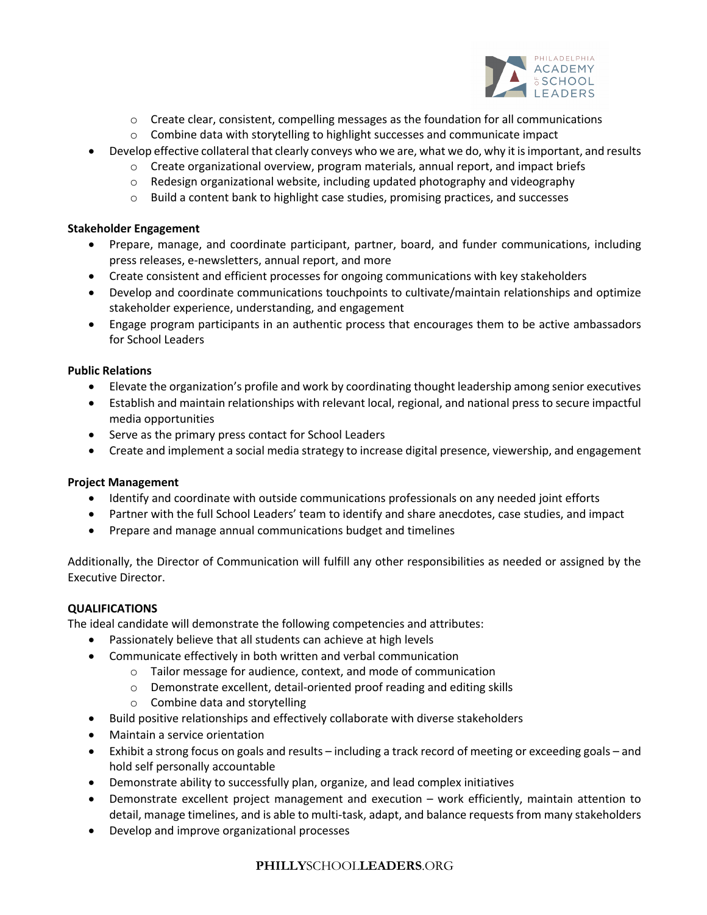- Create clear, consistent, compelling messages as the foundation for all communications
  - Combine data with storytelling to highlight successes and communicate impact
- Develop effective collateral that clearly conveys who we are, what we do, why it is important, and results
  - Create organizational overview, program materials, annual report, and impact briefs
  - Redesign organizational website, including updated photography and videography
  - Build a content bank to highlight case studies, promising practices, and successes

**Stakeholder Engagement**

- Prepare, manage, and coordinate participant, partner, board, and funder communications, including press releases, e-newsletters, annual report, and more
- Create consistent and efficient processes for ongoing communications with key stakeholders
- Develop and coordinate communications touchpoints to cultivate/maintain relationships and optimize stakeholder experience, understanding, and engagement
- Engage program participants in an authentic process that encourages them to be active ambassadors for School Leaders

**Public Relations**

- Elevate the organization's profile and work by coordinating thought leadership among senior executives
- Establish and maintain relationships with relevant local, regional, and national press to secure impactful media opportunities
- Serve as the primary press contact for School Leaders
- Create and implement a social media strategy to increase digital presence, viewership, and engagement

**Project Management**

- Identify and coordinate with outside communications professionals on any needed joint efforts
- Partner with the full School Leaders' team to identify and share anecdotes, case studies, and impact
- Prepare and manage annual communications budget and timelines

Additionally, the Director of Communication will fulfill any other responsibilities as needed or assigned by the Executive Director.

**QUALIFICATIONS**

The ideal candidate will demonstrate the following competencies and attributes:

- Passionately believe that all students can achieve at high levels
- Communicate effectively in both written and verbal communication
  - Tailor message for audience, context, and mode of communication
  - Demonstrate excellent, detail-oriented proof reading and editing skills
  - Combine data and storytelling
- Build positive relationships and effectively collaborate with diverse stakeholders
- Maintain a service orientation
- Exhibit a strong focus on goals and results – including a track record of meeting or exceeding goals – and hold self personally accountable
- Demonstrate ability to successfully plan, organize, and lead complex initiatives
- Demonstrate excellent project management and execution – work efficiently, maintain attention to detail, manage timelines, and is able to multi-task, adapt, and balance requests from many stakeholders
- Develop and improve organizational processes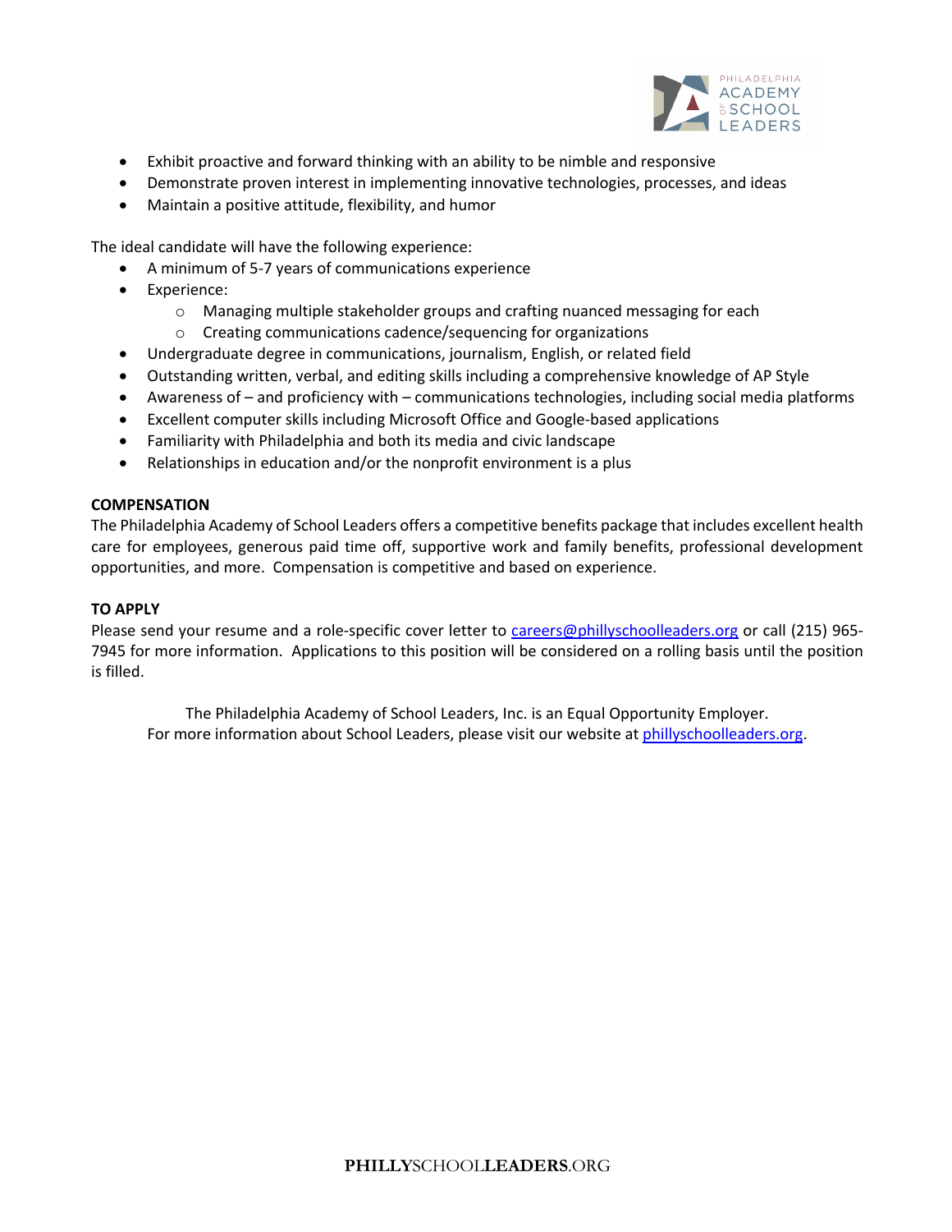- Exhibit proactive and forward thinking with an ability to be nimble and responsive
- Demonstrate proven interest in implementing innovative technologies, processes, and ideas
- Maintain a positive attitude, flexibility, and humor

The ideal candidate will have the following experience:

- A minimum of 5-7 years of communications experience
- Experience:
  - Managing multiple stakeholder groups and crafting nuanced messaging for each
  - Creating communications cadence/sequencing for organizations
- Undergraduate degree in communications, journalism, English, or related field
- Outstanding written, verbal, and editing skills including a comprehensive knowledge of AP Style
- Awareness of – and proficiency with – communications technologies, including social media platforms
- Excellent computer skills including Microsoft Office and Google-based applications
- Familiarity with Philadelphia and both its media and civic landscape
- Relationships in education and/or the nonprofit environment is a plus

**COMPENSATION**

The Philadelphia Academy of School Leaders offers a competitive benefits package that includes excellent health care for employees, generous paid time off, supportive work and family benefits, professional development opportunities, and more. Compensation is competitive and based on experience.

**TO APPLY**

Please send your resume and a role-specific cover letter to careers@phillyschoolleaders.org or call (215) 965-7945 for more information. Applications to this position will be considered on a rolling basis until the position is filled.

The Philadelphia Academy of School Leaders, Inc. is an Equal Opportunity Employer.
For more information about School Leaders, please visit our website at phillyschoolleaders.org.